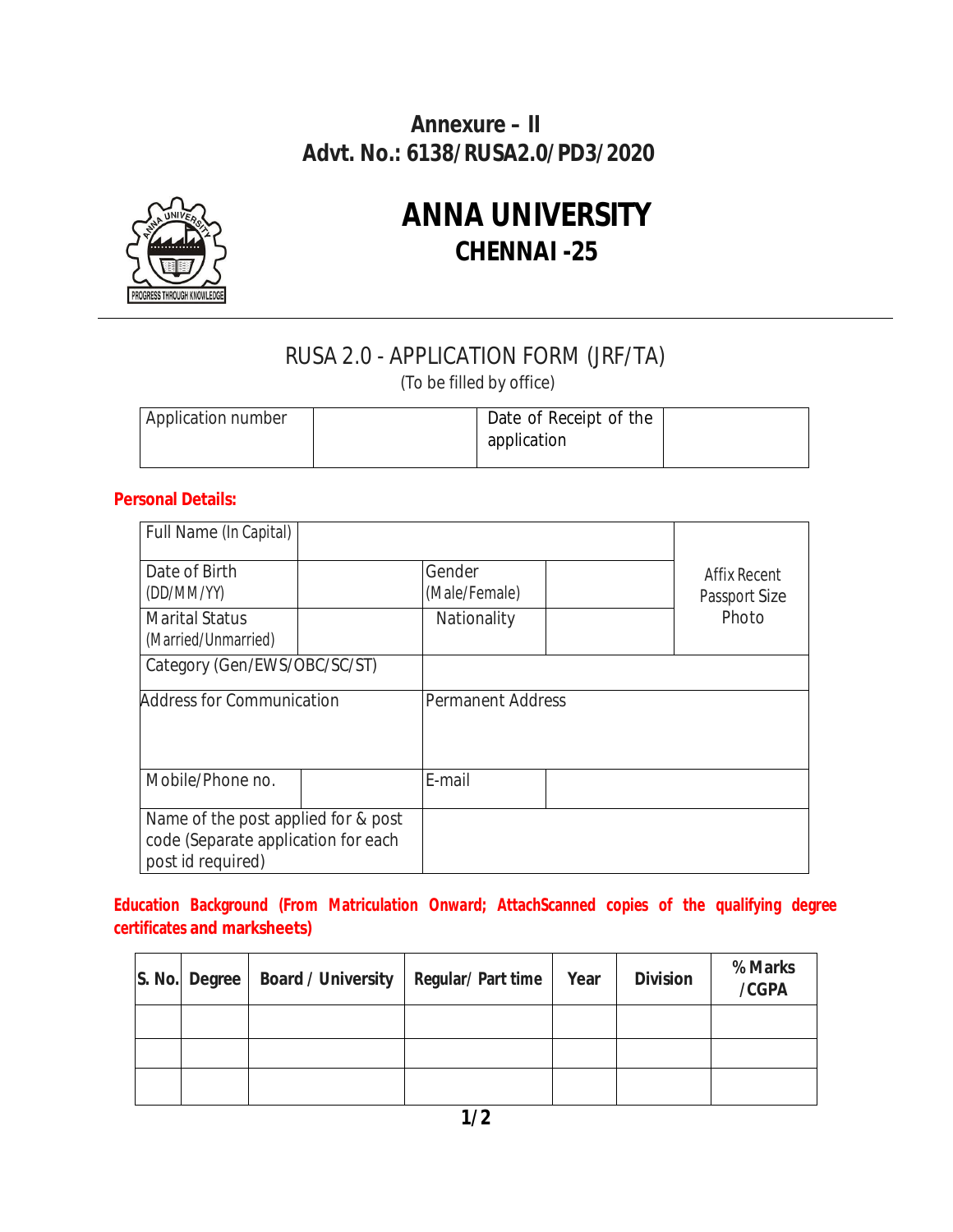**Annexure – II**
**Advt. No.: 6138/RUSA2.0/PD3/2020**

# ANNA UNIVERSITY
## CHENNAI -25

RUSA 2.0 - APPLICATION FORM (JRF/TA)

(To be filled by office)

| Application number | | Date of Receipt of the application | |
|---|---|---|---|

**Personal Details:**

| Full Name (In Capital) | | | | Affix Recent Passport Size Photo |
|---|---|---|---|---|
| Date of Birth (DD/MM/YY) | | Gender (Male/Female) | | |
| Marital Status (Married/Unmarried) | | Nationality | | |
| Category (Gen/EWS/OBC/SC/ST) | | | | |
| Address for Communication | | Permanent Address | | |
| Mobile/Phone no. | | E-mail | | |
| Name of the post applied for & post code (Separate application for each post id required) | | | | |

**Education Background (From Matriculation Onward; AttachScanned copies of the qualifying degree certificates and marksheets)**

| S. No. | Degree | Board / University | Regular/ Part time | Year | Division | % Marks /CGPA |
|---|---|---|---|---|---|---|
| | | | | | | |
| | | | | | | |
| | | | | | | |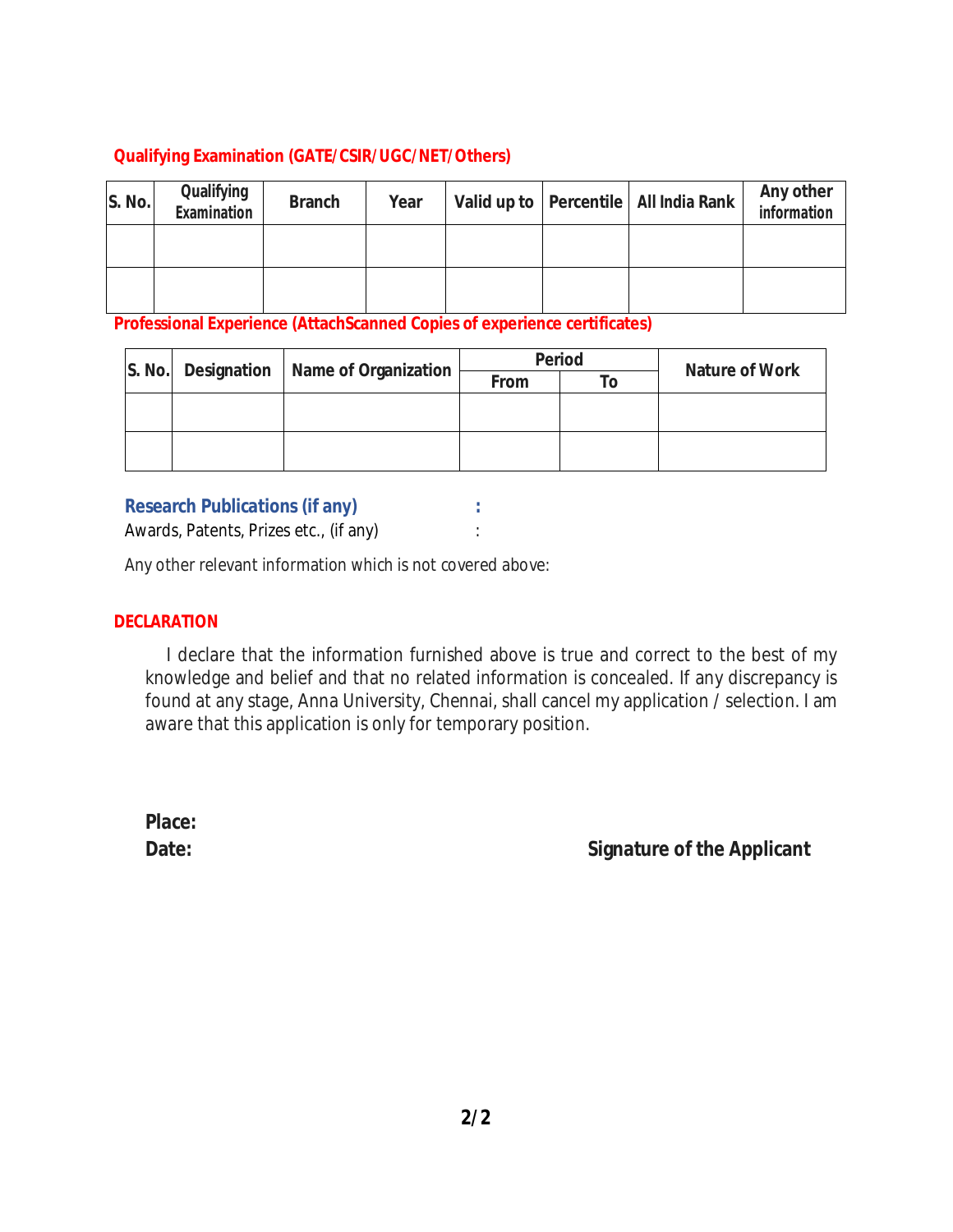## Qualifying Examination (GATE/CSIR/UGC/NET/Others)

| S. No. | Qualifying Examination | Branch | Year | Valid up to | Percentile | All India Rank | Any other information |
|---|---|---|---|---|---|---|---|
| | | | | | | | |
| | | | | | | | |

## Professional Experience (AttachScanned Copies of experience certificates)

| S. No. | Designation | Name of Organization | Period | | Nature of Work |
|---|---|---|---|---|---|
| | | | From | To | |
| | | | | | |
| | | | | | |

**Research Publications (if any)** :

Awards, Patents, Prizes etc., (if any) :

Any other relevant information which is not covered above:

## DECLARATION

I declare that the information furnished above is true and correct to the best of my knowledge and belief and that no related information is concealed. If any discrepancy is found at any stage, Anna University, Chennai, shall cancel my application / selection. I am aware that this application is only for temporary position.

**Place:**

**Date:** **Signature of the Applicant**